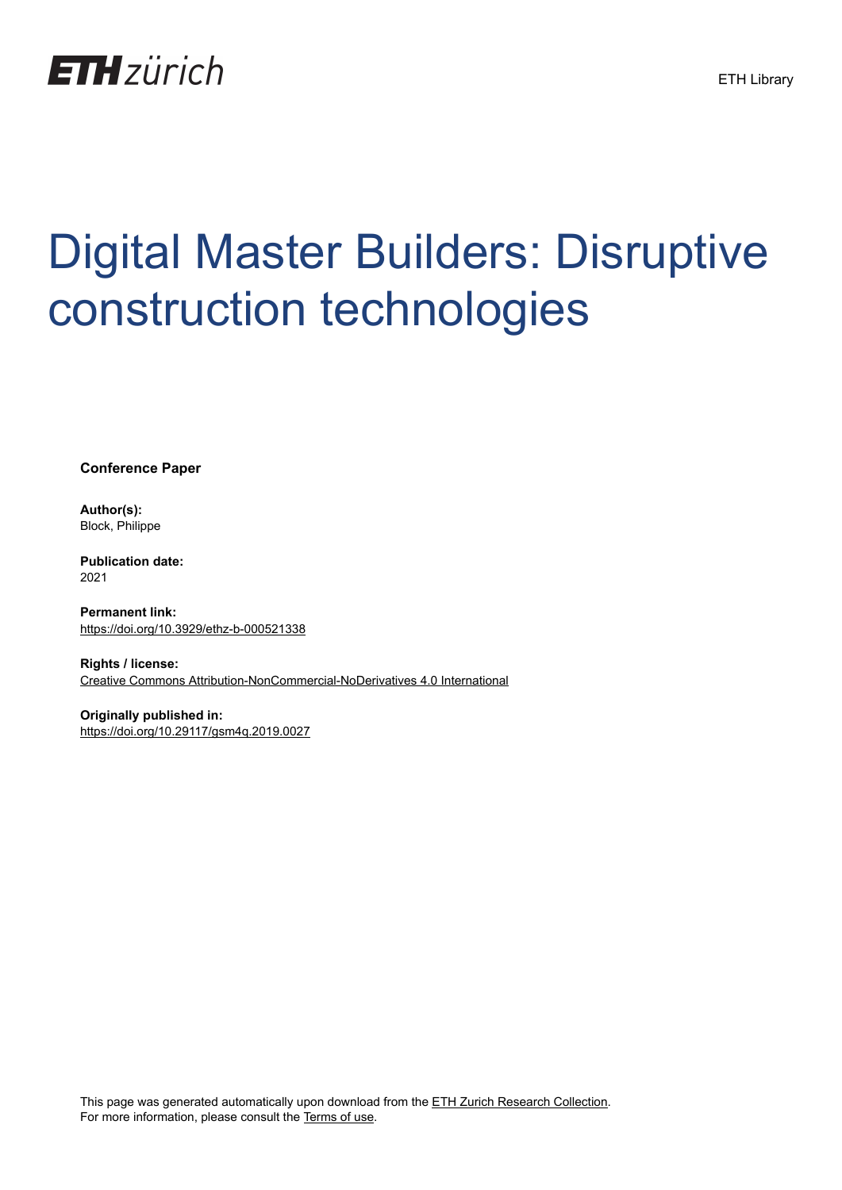ETH zürich

ETH Library

# Digital Master Builders: Disruptive construction technologies

**Conference Paper**

**Author(s):**
Block, Philippe

**Publication date:**
2021

**Permanent link:**
https://doi.org/10.3929/ethz-b-000521338

**Rights / license:**
Creative Commons Attribution-NonCommercial-NoDerivatives 4.0 International

**Originally published in:**
https://doi.org/10.29117/gsm4q.2019.0027

This page was generated automatically upon download from the ETH Zurich Research Collection.
For more information, please consult the Terms of use.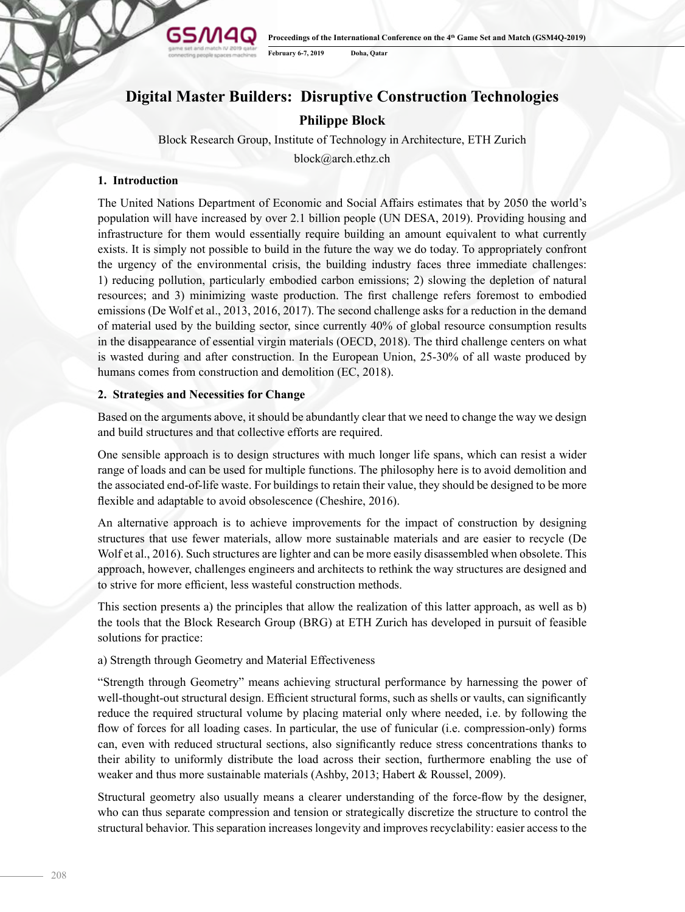# Digital Master Builders: Disruptive Construction Technologies

**Philippe Block**

Block Research Group, Institute of Technology in Architecture, ETH Zurich

block@arch.ethz.ch

## 1. Introduction

The United Nations Department of Economic and Social Affairs estimates that by 2050 the world's population will have increased by over 2.1 billion people (UN DESA, 2019). Providing housing and infrastructure for them would essentially require building an amount equivalent to what currently exists. It is simply not possible to build in the future the way we do today. To appropriately confront the urgency of the environmental crisis, the building industry faces three immediate challenges: 1) reducing pollution, particularly embodied carbon emissions; 2) slowing the depletion of natural resources; and 3) minimizing waste production. The first challenge refers foremost to embodied emissions (De Wolf et al., 2013, 2016, 2017). The second challenge asks for a reduction in the demand of material used by the building sector, since currently 40% of global resource consumption results in the disappearance of essential virgin materials (OECD, 2018). The third challenge centers on what is wasted during and after construction. In the European Union, 25-30% of all waste produced by humans comes from construction and demolition (EC, 2018).

## 2. Strategies and Necessities for Change

Based on the arguments above, it should be abundantly clear that we need to change the way we design and build structures and that collective efforts are required.

One sensible approach is to design structures with much longer life spans, which can resist a wider range of loads and can be used for multiple functions. The philosophy here is to avoid demolition and the associated end-of-life waste. For buildings to retain their value, they should be designed to be more flexible and adaptable to avoid obsolescence (Cheshire, 2016).

An alternative approach is to achieve improvements for the impact of construction by designing structures that use fewer materials, allow more sustainable materials and are easier to recycle (De Wolf et al., 2016). Such structures are lighter and can be more easily disassembled when obsolete. This approach, however, challenges engineers and architects to rethink the way structures are designed and to strive for more efficient, less wasteful construction methods.

This section presents a) the principles that allow the realization of this latter approach, as well as b) the tools that the Block Research Group (BRG) at ETH Zurich has developed in pursuit of feasible solutions for practice:

a) Strength through Geometry and Material Effectiveness

"Strength through Geometry" means achieving structural performance by harnessing the power of well-thought-out structural design. Efficient structural forms, such as shells or vaults, can significantly reduce the required structural volume by placing material only where needed, i.e. by following the flow of forces for all loading cases. In particular, the use of funicular (i.e. compression-only) forms can, even with reduced structural sections, also significantly reduce stress concentrations thanks to their ability to uniformly distribute the load across their section, furthermore enabling the use of weaker and thus more sustainable materials (Ashby, 2013; Habert & Roussel, 2009).

Structural geometry also usually means a clearer understanding of the force-flow by the designer, who can thus separate compression and tension or strategically discretize the structure to control the structural behavior. This separation increases longevity and improves recyclability: easier access to the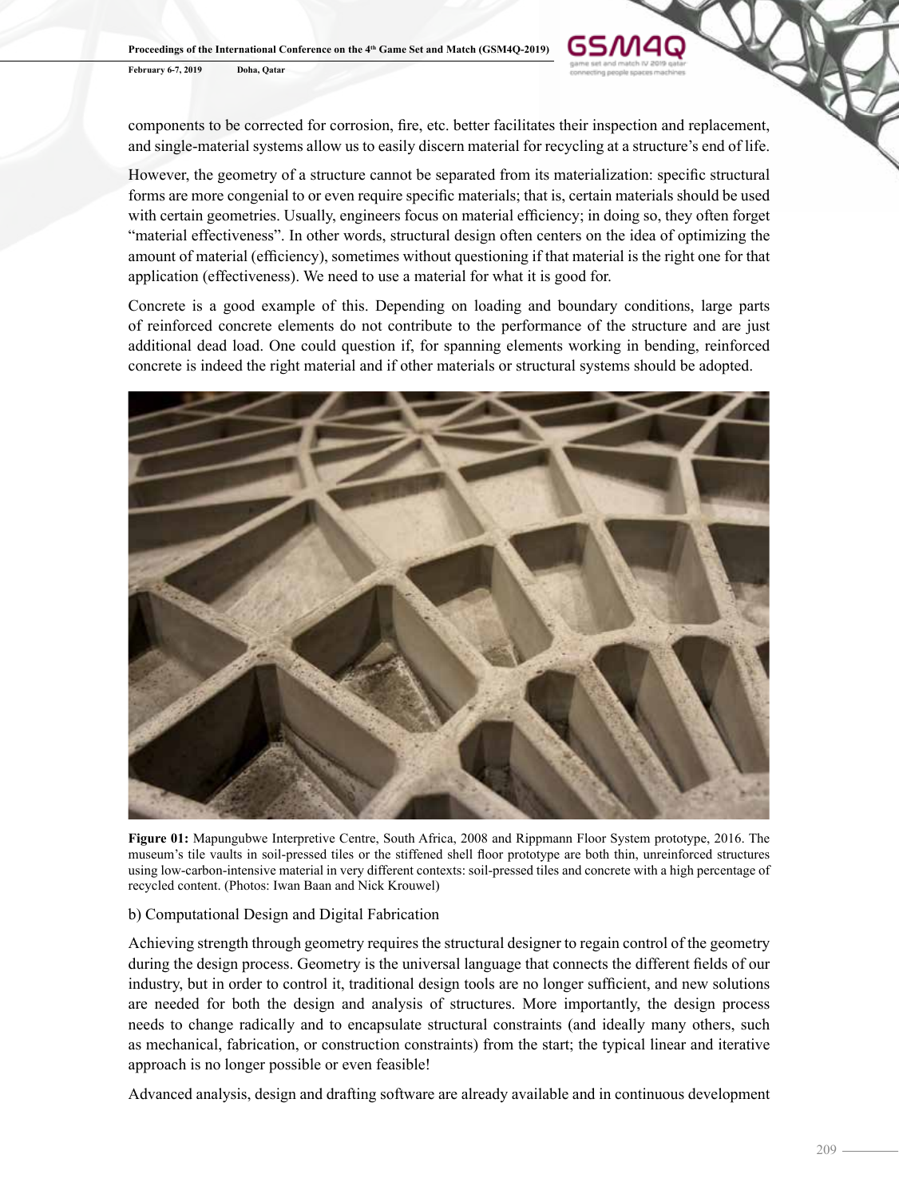components to be corrected for corrosion, fire, etc. better facilitates their inspection and replacement, and single-material systems allow us to easily discern material for recycling at a structure's end of life.

However, the geometry of a structure cannot be separated from its materialization: specific structural forms are more congenial to or even require specific materials; that is, certain materials should be used with certain geometries. Usually, engineers focus on material efficiency; in doing so, they often forget "material effectiveness". In other words, structural design often centers on the idea of optimizing the amount of material (efficiency), sometimes without questioning if that material is the right one for that application (effectiveness). We need to use a material for what it is good for.

Concrete is a good example of this. Depending on loading and boundary conditions, large parts of reinforced concrete elements do not contribute to the performance of the structure and are just additional dead load. One could question if, for spanning elements working in bending, reinforced concrete is indeed the right material and if other materials or structural systems should be adopted.

**Figure 01:** Mapungubwe Interpretive Centre, South Africa, 2008 and Rippmann Floor System prototype, 2016. The museum's tile vaults in soil-pressed tiles or the stiffened shell floor prototype are both thin, unreinforced structures using low-carbon-intensive material in very different contexts: soil-pressed tiles and concrete with a high percentage of recycled content. (Photos: Iwan Baan and Nick Krouwel)

b) Computational Design and Digital Fabrication

Achieving strength through geometry requires the structural designer to regain control of the geometry during the design process. Geometry is the universal language that connects the different fields of our industry, but in order to control it, traditional design tools are no longer sufficient, and new solutions are needed for both the design and analysis of structures. More importantly, the design process needs to change radically and to encapsulate structural constraints (and ideally many others, such as mechanical, fabrication, or construction constraints) from the start; the typical linear and iterative approach is no longer possible or even feasible!

Advanced analysis, design and drafting software are already available and in continuous development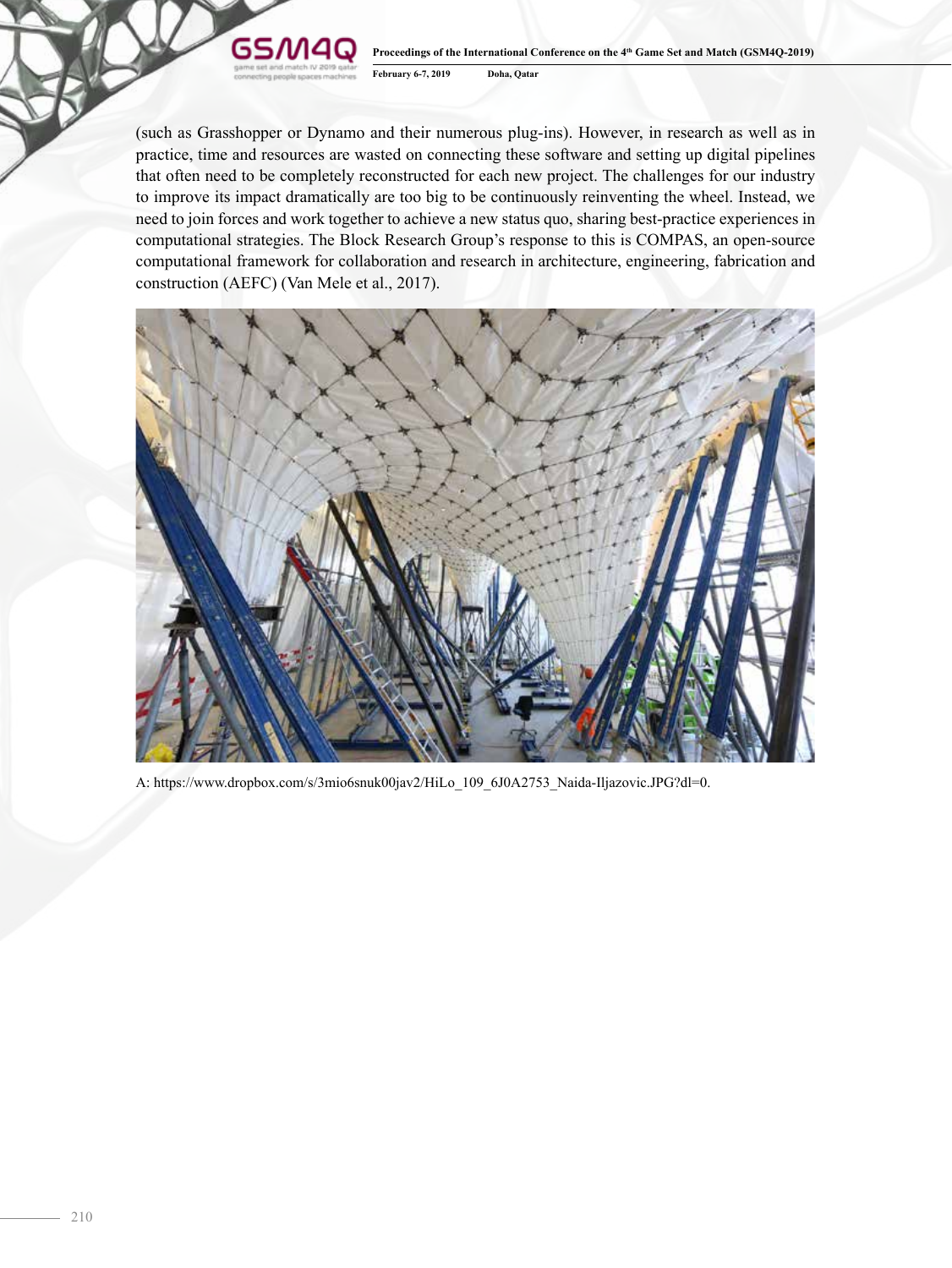(such as Grasshopper or Dynamo and their numerous plug-ins). However, in research as well as in practice, time and resources are wasted on connecting these software and setting up digital pipelines that often need to be completely reconstructed for each new project. The challenges for our industry to improve its impact dramatically are too big to be continuously reinventing the wheel. Instead, we need to join forces and work together to achieve a new status quo, sharing best-practice experiences in computational strategies. The Block Research Group's response to this is COMPAS, an open-source computational framework for collaboration and research in architecture, engineering, fabrication and construction (AEFC) (Van Mele et al., 2017).

A: https://www.dropbox.com/s/3mio6snuk00jav2/HiLo_109_6J0A2753_Naida-Iljazovic.JPG?dl=0.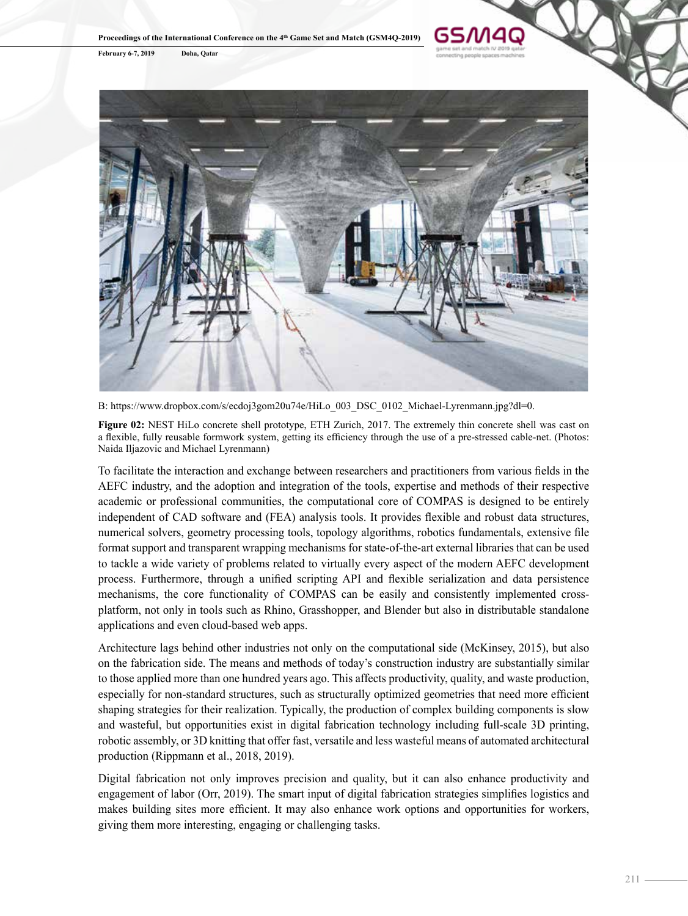B: https://www.dropbox.com/s/ecdoj3gom20u74e/HiLo_003_DSC_0102_Michael-Lyrenmann.jpg?dl=0.

**Figure 02:** NEST HiLo concrete shell prototype, ETH Zurich, 2017. The extremely thin concrete shell was cast on a flexible, fully reusable formwork system, getting its efficiency through the use of a pre-stressed cable-net. (Photos: Naida Iljazovic and Michael Lyrenmann)

To facilitate the interaction and exchange between researchers and practitioners from various fields in the AEFC industry, and the adoption and integration of the tools, expertise and methods of their respective academic or professional communities, the computational core of COMPAS is designed to be entirely independent of CAD software and (FEA) analysis tools. It provides flexible and robust data structures, numerical solvers, geometry processing tools, topology algorithms, robotics fundamentals, extensive file format support and transparent wrapping mechanisms for state-of-the-art external libraries that can be used to tackle a wide variety of problems related to virtually every aspect of the modern AEFC development process. Furthermore, through a unified scripting API and flexible serialization and data persistence mechanisms, the core functionality of COMPAS can be easily and consistently implemented cross-platform, not only in tools such as Rhino, Grasshopper, and Blender but also in distributable standalone applications and even cloud-based web apps.

Architecture lags behind other industries not only on the computational side (McKinsey, 2015), but also on the fabrication side. The means and methods of today's construction industry are substantially similar to those applied more than one hundred years ago. This affects productivity, quality, and waste production, especially for non-standard structures, such as structurally optimized geometries that need more efficient shaping strategies for their realization. Typically, the production of complex building components is slow and wasteful, but opportunities exist in digital fabrication technology including full-scale 3D printing, robotic assembly, or 3D knitting that offer fast, versatile and less wasteful means of automated architectural production (Rippmann et al., 2018, 2019).

Digital fabrication not only improves precision and quality, but it can also enhance productivity and engagement of labor (Orr, 2019). The smart input of digital fabrication strategies simplifies logistics and makes building sites more efficient. It may also enhance work options and opportunities for workers, giving them more interesting, engaging or challenging tasks.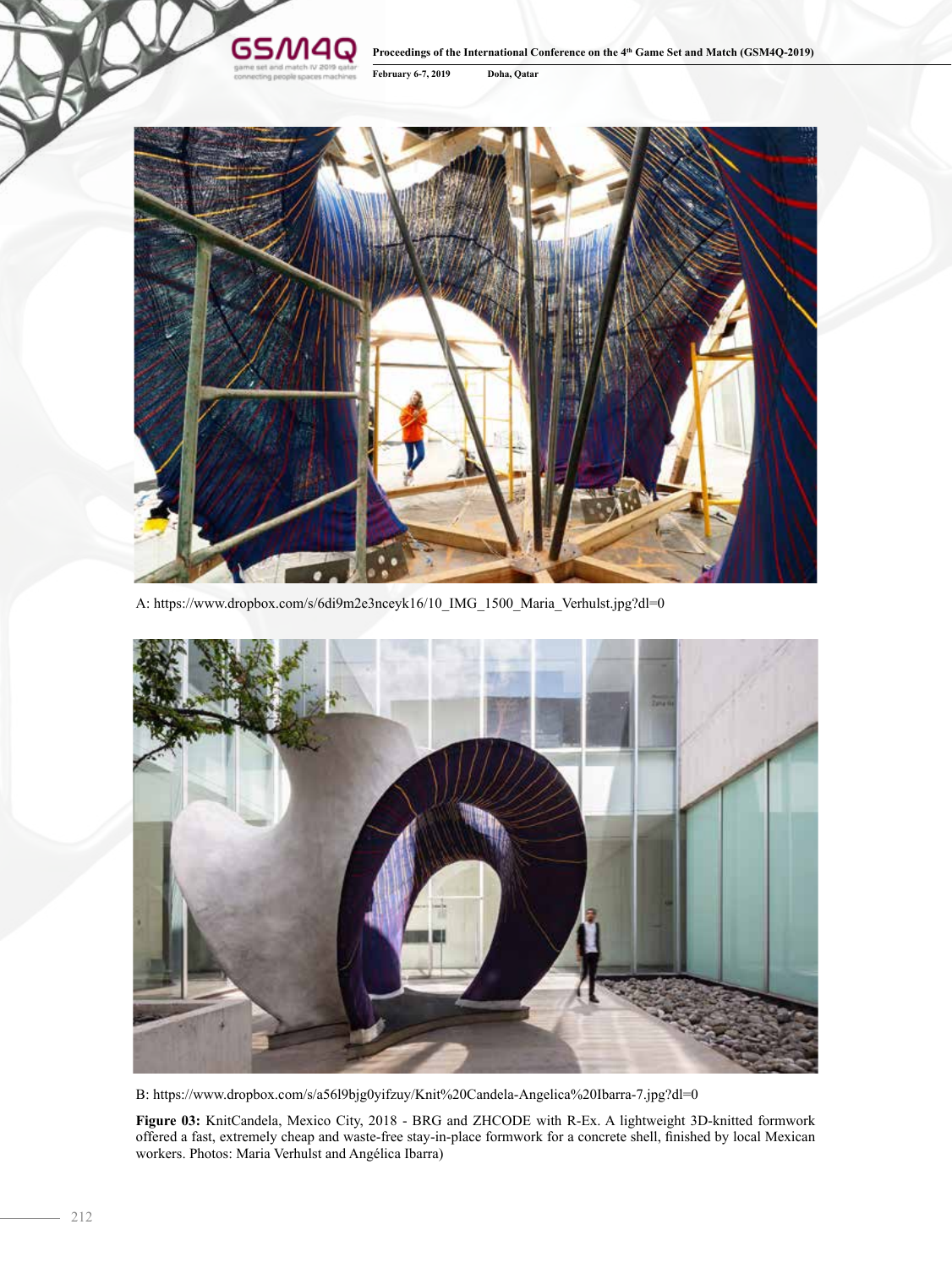A: https://www.dropbox.com/s/6di9m2e3nceyk16/10_IMG_1500_Maria_Verhulst.jpg?dl=0

B: https://www.dropbox.com/s/a56l9bjg0yifzuy/Knit%20Candela-Angelica%20Ibarra-7.jpg?dl=0

**Figure 03:** KnitCandela, Mexico City, 2018 - BRG and ZHCODE with R-Ex. A lightweight 3D-knitted formwork offered a fast, extremely cheap and waste-free stay-in-place formwork for a concrete shell, finished by local Mexican workers. Photos: Maria Verhulst and Angélica Ibarra)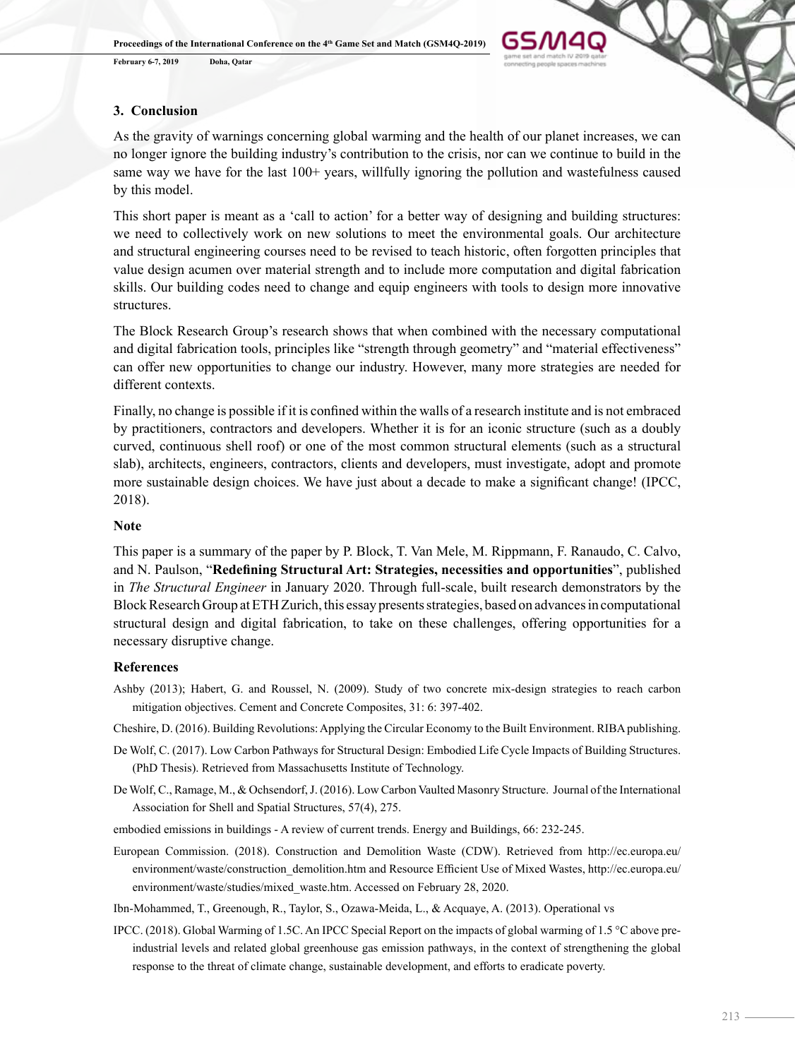## 3. Conclusion

As the gravity of warnings concerning global warming and the health of our planet increases, we can no longer ignore the building industry's contribution to the crisis, nor can we continue to build in the same way we have for the last 100+ years, willfully ignoring the pollution and wastefulness caused by this model.

This short paper is meant as a 'call to action' for a better way of designing and building structures: we need to collectively work on new solutions to meet the environmental goals. Our architecture and structural engineering courses need to be revised to teach historic, often forgotten principles that value design acumen over material strength and to include more computation and digital fabrication skills. Our building codes need to change and equip engineers with tools to design more innovative structures.

The Block Research Group's research shows that when combined with the necessary computational and digital fabrication tools, principles like "strength through geometry" and "material effectiveness" can offer new opportunities to change our industry. However, many more strategies are needed for different contexts.

Finally, no change is possible if it is confined within the walls of a research institute and is not embraced by practitioners, contractors and developers. Whether it is for an iconic structure (such as a doubly curved, continuous shell roof) or one of the most common structural elements (such as a structural slab), architects, engineers, contractors, clients and developers, must investigate, adopt and promote more sustainable design choices. We have just about a decade to make a significant change! (IPCC, 2018).

### Note

This paper is a summary of the paper by P. Block, T. Van Mele, M. Rippmann, F. Ranaudo, C. Calvo, and N. Paulson, "**Redefining Structural Art: Strategies, necessities and opportunities**", published in *The Structural Engineer* in January 2020. Through full-scale, built research demonstrators by the Block Research Group at ETH Zurich, this essay presents strategies, based on advances in computational structural design and digital fabrication, to take on these challenges, offering opportunities for a necessary disruptive change.

### References

Ashby (2013); Habert, G. and Roussel, N. (2009). Study of two concrete mix-design strategies to reach carbon mitigation objectives. Cement and Concrete Composites, 31: 6: 397-402.

Cheshire, D. (2016). Building Revolutions: Applying the Circular Economy to the Built Environment. RIBA publishing.

De Wolf, C. (2017). Low Carbon Pathways for Structural Design: Embodied Life Cycle Impacts of Building Structures. (PhD Thesis). Retrieved from Massachusetts Institute of Technology.

De Wolf, C., Ramage, M., & Ochsendorf, J. (2016). Low Carbon Vaulted Masonry Structure. Journal of the International Association for Shell and Spatial Structures, 57(4), 275.

embodied emissions in buildings - A review of current trends. Energy and Buildings, 66: 232-245.

European Commission. (2018). Construction and Demolition Waste (CDW). Retrieved from http://ec.europa.eu/environment/waste/construction_demolition.htm and Resource Efficient Use of Mixed Wastes, http://ec.europa.eu/environment/waste/studies/mixed_waste.htm. Accessed on February 28, 2020.

Ibn-Mohammed, T., Greenough, R., Taylor, S., Ozawa-Meida, L., & Acquaye, A. (2013). Operational vs

IPCC. (2018). Global Warming of 1.5C. An IPCC Special Report on the impacts of global warming of 1.5 °C above pre-industrial levels and related global greenhouse gas emission pathways, in the context of strengthening the global response to the threat of climate change, sustainable development, and efforts to eradicate poverty.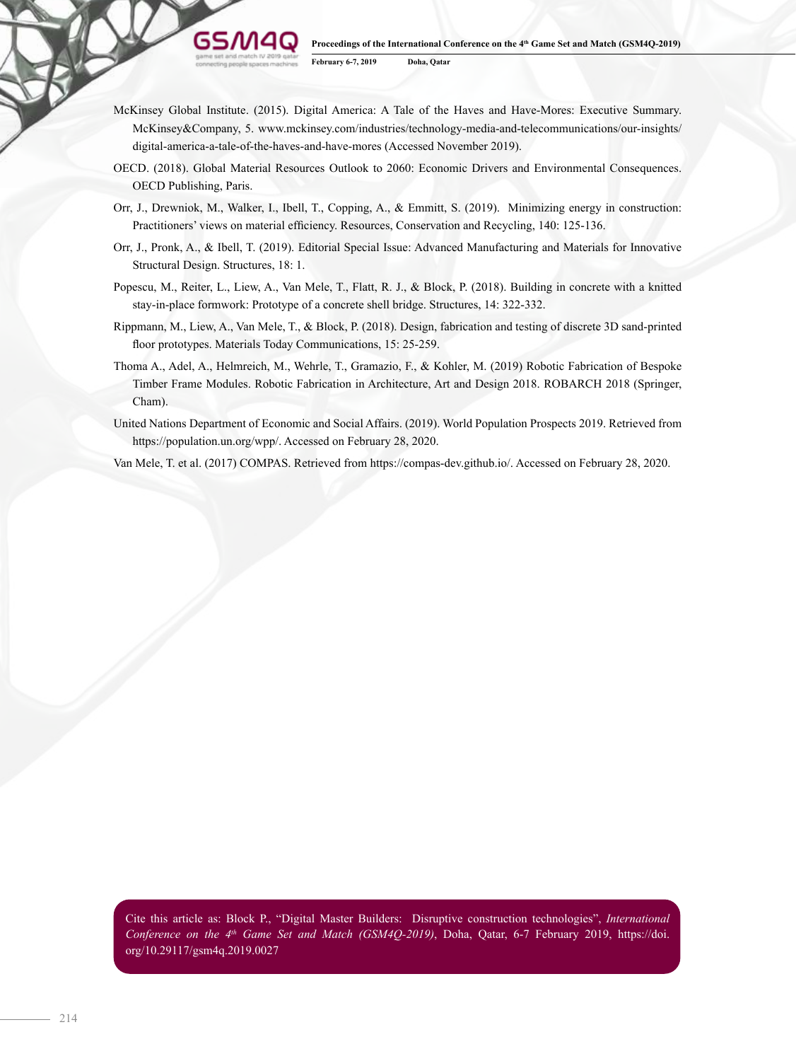McKinsey Global Institute. (2015). Digital America: A Tale of the Haves and Have-Mores: Executive Summary. McKinsey&Company, 5. www.mckinsey.com/industries/technology-media-and-telecommunications/our-insights/digital-america-a-tale-of-the-haves-and-have-mores (Accessed November 2019).

OECD. (2018). Global Material Resources Outlook to 2060: Economic Drivers and Environmental Consequences. OECD Publishing, Paris.

Orr, J., Drewniok, M., Walker, I., Ibell, T., Copping, A., & Emmitt, S. (2019). Minimizing energy in construction: Practitioners' views on material efficiency. Resources, Conservation and Recycling, 140: 125-136.

Orr, J., Pronk, A., & Ibell, T. (2019). Editorial Special Issue: Advanced Manufacturing and Materials for Innovative Structural Design. Structures, 18: 1.

Popescu, M., Reiter, L., Liew, A., Van Mele, T., Flatt, R. J., & Block, P. (2018). Building in concrete with a knitted stay-in-place formwork: Prototype of a concrete shell bridge. Structures, 14: 322-332.

Rippmann, M., Liew, A., Van Mele, T., & Block, P. (2018). Design, fabrication and testing of discrete 3D sand-printed floor prototypes. Materials Today Communications, 15: 25-259.

Thoma A., Adel, A., Helmreich, M., Wehrle, T., Gramazio, F., & Kohler, M. (2019) Robotic Fabrication of Bespoke Timber Frame Modules. Robotic Fabrication in Architecture, Art and Design 2018. ROBARCH 2018 (Springer, Cham).

United Nations Department of Economic and Social Affairs. (2019). World Population Prospects 2019. Retrieved from https://population.un.org/wpp/. Accessed on February 28, 2020.

Van Mele, T. et al. (2017) COMPAS. Retrieved from https://compas-dev.github.io/. Accessed on February 28, 2020.

Cite this article as: Block P., "Digital Master Builders: Disruptive construction technologies", *International Conference on the 4th Game Set and Match (GSM4Q-2019)*, Doha, Qatar, 6-7 February 2019, https://doi.org/10.29117/gsm4q.2019.0027